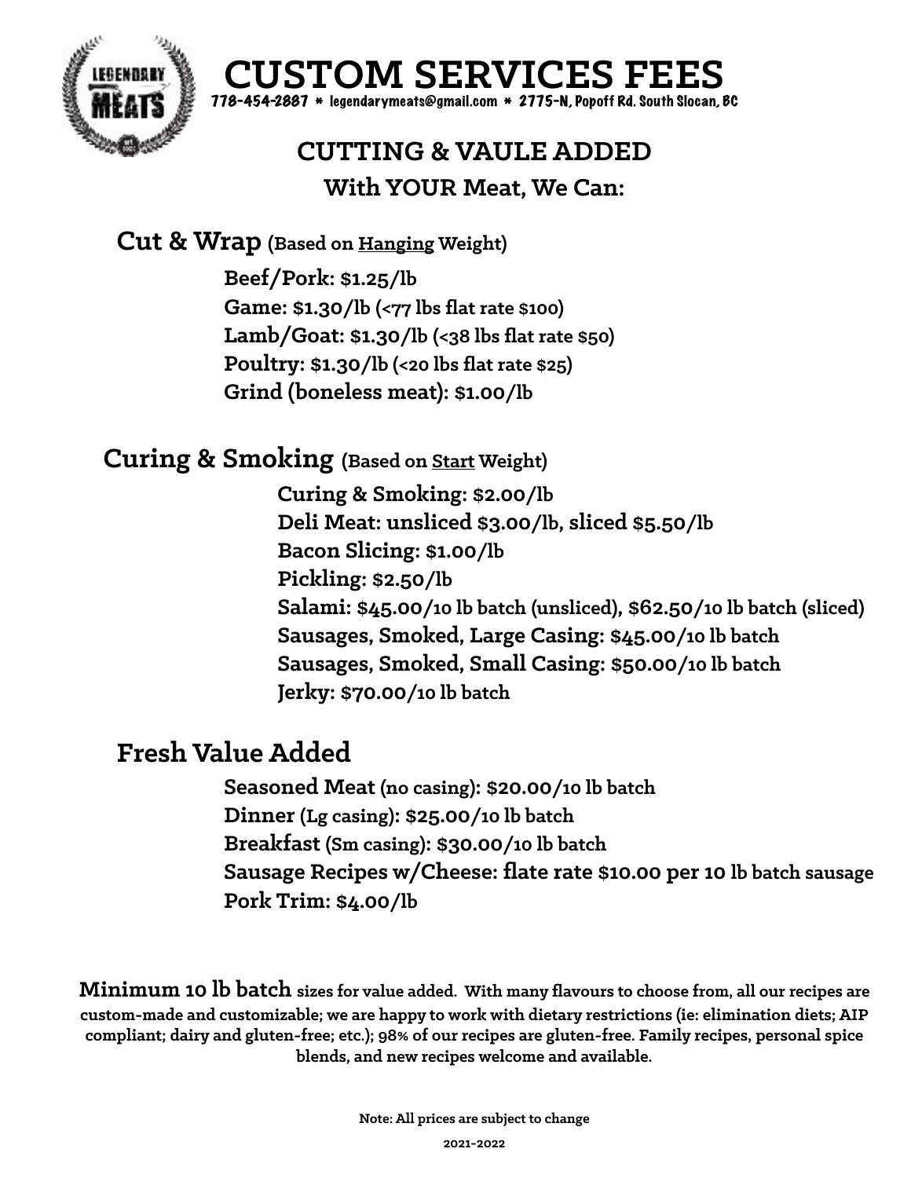# CUSTOM SERVICES FEES

778-454-2887 * legendarymeats@gmail.com * 2775-N, Popoff Rd. South Slocan, BC

## CUTTING & VAULE ADDED

### With YOUR Meat, We Can:

## Cut & Wrap (Based on Hanging Weight)

**Beef/Pork:** $1.25/lb
**Game:** $1.30/lb (<77 lbs flat rate $100)
**Lamb/Goat:** $1.30/lb (<38 lbs flat rate $50)
**Poultry:** $1.30/lb (<20 lbs flat rate $25)
**Grind (boneless meat):** $1.00/lb

## Curing & Smoking (Based on Start Weight)

**Curing & Smoking:** $2.00/lb
**Deli Meat:** unsliced $3.00/lb, sliced $5.50/lb
**Bacon Slicing:** $1.00/lb
**Pickling:** $2.50/lb
**Salami:** $45.00/10 lb batch (unsliced), $62.50/10 lb batch (sliced)
**Sausages, Smoked, Large Casing:** $45.00/10 lb batch
**Sausages, Smoked, Small Casing:** $50.00/10 lb batch
**Jerky:** $70.00/10 lb batch

## Fresh Value Added

**Seasoned Meat** (no casing): $20.00/10 lb batch
**Dinner** (Lg casing): $25.00/10 lb batch
**Breakfast** (Sm casing): $30.00/10 lb batch
**Sausage Recipes w/Cheese:** flate rate $10.00 per 10 lb batch sausage
**Pork Trim:** $4.00/lb

**Minimum 10 lb batch** sizes for value added. With many flavours to choose from, all our recipes are custom-made and customizable; we are happy to work with dietary restrictions (ie: elimination diets; AIP compliant; dairy and gluten-free; etc.); 98% of our recipes are gluten-free. Family recipes, personal spice blends, and new recipes welcome and available.

Note: All prices are subject to change

2021-2022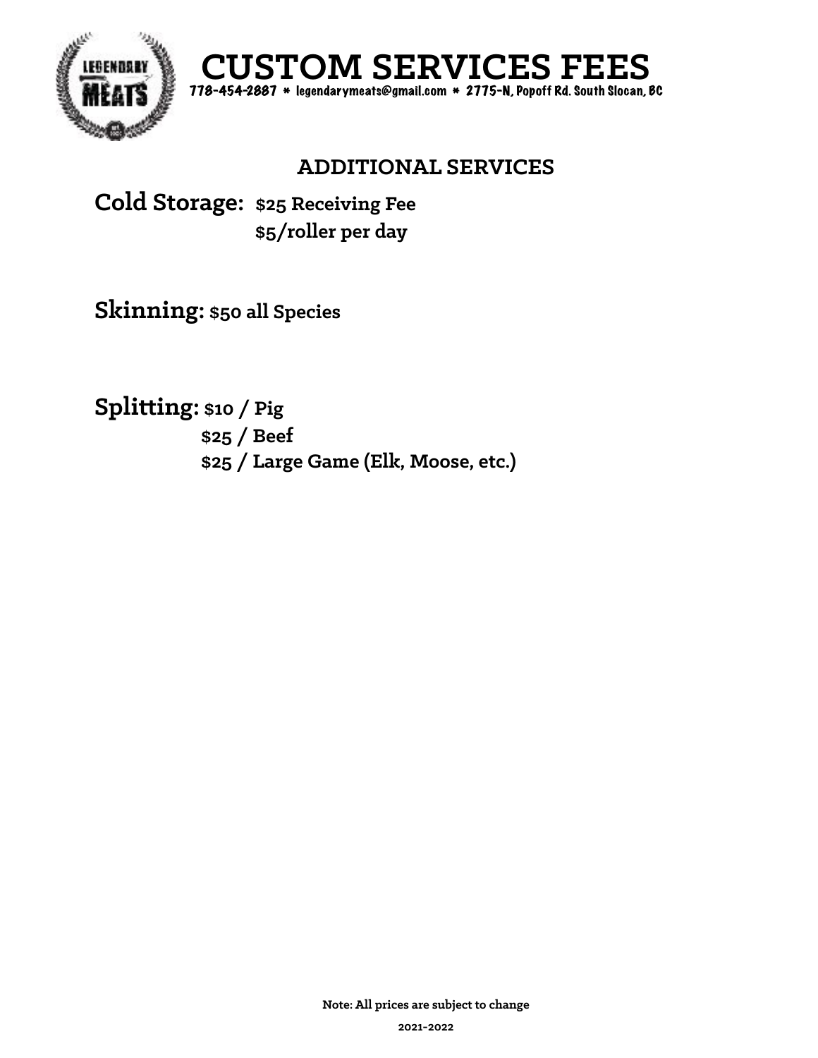# CUSTOM SERVICES FEES

778-454-2887 * legendarymeats@gmail.com * 2775-N, Popoff Rd. South Slocan, BC

## ADDITIONAL SERVICES

**Cold Storage:** **$25 Receiving Fee**
**$5/roller per day**

**Skinning:** **$50 all Species**

**Splitting:** **$10 / Pig**
**$25 / Beef**
**$25 / Large Game (Elk, Moose, etc.)**

**Note: All prices are subject to change**

**2021-2022**